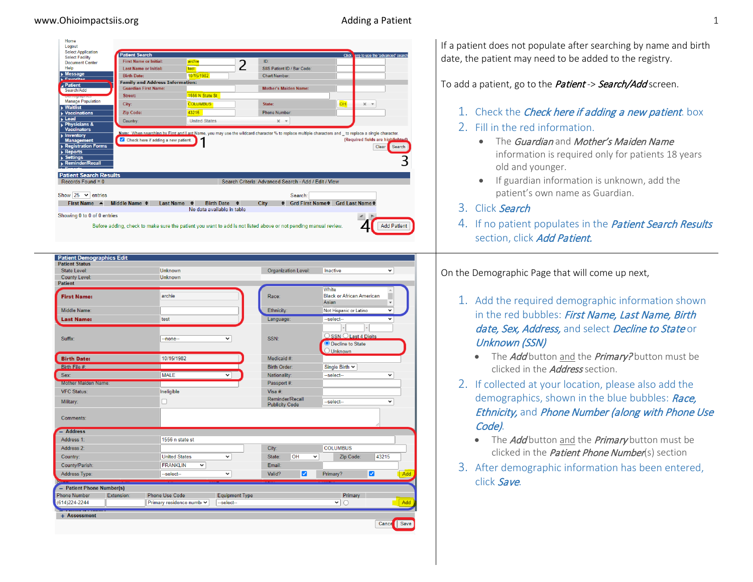If a patient does not populate after searching by name and birth date, the patient may need to be added to the registry.

To add a patient, go to the ***Patient*** -> ***Search/Add*** screen.

1. Check the ***Check here if adding a new patient.*** box
2. Fill in the red information.
   - The *Guardian* and *Mother's Maiden Name* information is required only for patients 18 years old and younger.
   - If guardian information is unknown, add the patient's own name as Guardian.
3. Click *Search*
4. If no patient populates in the ***Patient Search Results*** section, click ***Add Patient.***

On the Demographic Page that will come up next,

1. Add the required demographic information shown in the red bubbles: *First Name, Last Name, Birth date, Sex, Address,* and select *Decline to State* or *Unknown (SSN)*
   - The *Add* button and the *Primary?* button must be clicked in the *Address* section.
2. If collected at your location, please also add the demographics, shown in the blue bubbles: *Race, Ethnicity,* and *Phone Number (along with Phone Use Code).*
   - The *Add* button and the *Primary* button must be clicked in the *Patient Phone Number*(s) section
3. After demographic information has been entered, click *Save.*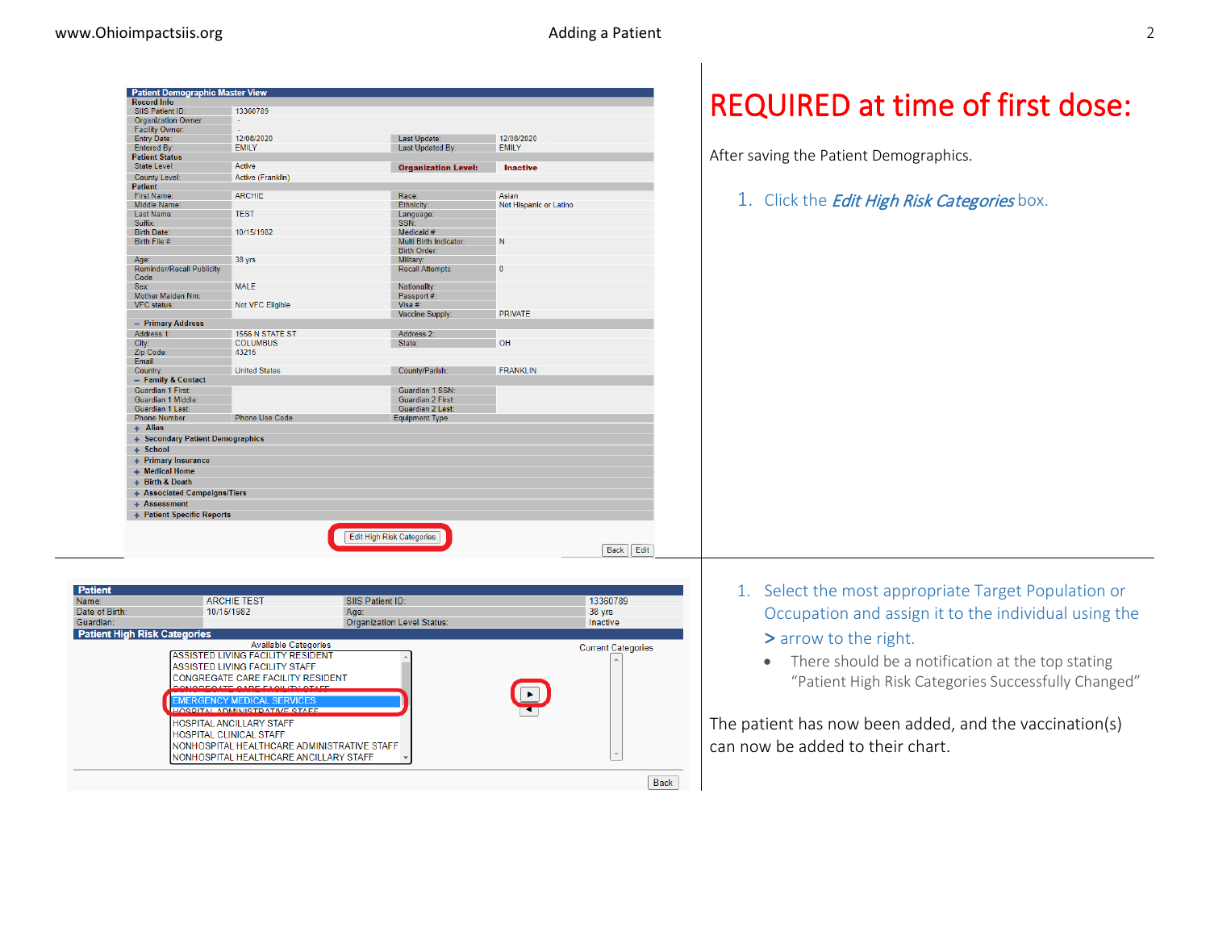## REQUIRED at time of first dose:

After saving the Patient Demographics.

1. Click the ***Edit High Risk Categories*** box.

| Patient Demographic Master View | | | |
|---|---|---|---|
| **Record Info** | | | |
| SIIS Patient ID: | 13360789 | | |
| Organization Owner: | - | | |
| Facility Owner: | - | | |
| Entry Date: | 12/08/2020 | Last Update: | 12/08/2020 |
| Entered By: | EMILY | Last Updated By: | EMILY |
| **Patient Status** | | | |
| State Level: | Active | Organization Level: | Inactive |
| County Level: | Active (Franklin) | | |
| **Patient** | | | |
| First Name: | ARCHIE | Race: | Asian |
| Middle Name: | | Ethnicity: | Not Hispanic or Latino |
| Last Name: | TEST | Language: | |
| Suffix: | | SSN: | |
| Birth Date: | 10/15/1982 | Medicaid #: | |
| Birth File #: | | Multi Birth Indicator: | N |
| | | Birth Order: | |
| Age: | 38 yrs | Military: | |
| Reminder/Recall Publicity Code: | | Recall Attempts: | 0 |
| Sex: | MALE | Nationality: | |
| Mother Maiden Nm: | | Passport #: | |
| VFC status: | Not VFC Eligible | Visa #: | |
| | | Vaccine Supply: | PRIVATE |
| **– Primary Address** | | | |
| Address 1: | 1556 N STATE ST | Address 2: | |
| City: | COLUMBUS | State: | OH |
| Zip Code: | 43215 | | |
| Email: | | | |
| Country: | United States | County/Parish: | FRANKLIN |
| **– Family & Contact** | | | |
| Guardian 1 First: | | Guardian 1 SSN: | |
| Guardian 1 Middle: | | Guardian 2 First: | |
| Guardian 1 Last: | | Guardian 2 Last: | |
| Phone Number | Phone Use Code | Equipment Type | |
| + Alias | | | |
| + Secondary Patient Demographics | | | |
| + School | | | |
| + Primary Insurance | | | |
| + Medical Home | | | |
| + Birth & Death | | | |
| + Associated Campaigns/Tiers | | | |
| + Assessment | | | |
| + Patient Specific Reports | | | |

Edit High Risk Categories

Back Edit

| Patient | | | |
|---|---|---|---|
| Name: | ARCHIE TEST | SIIS Patient ID: | 13360789 |
| Date of Birth: | 10/15/1982 | Age: | 38 yrs |
| Guardian: | | Organization Level Status: | Inactive |

**Patient High Risk Categories**

Available Categories

- ASSISTED LIVING FACILITY RESIDENT
- ASSISTED LIVING FACILITY STAFF
- CONGREGATE CARE FACILITY RESIDENT
- CONGREGATE CARE FACILITY STAFF
- EMERGENCY MEDICAL SERVICES
- HOSPITAL ADMINISTRATIVE STAFF
- HOSPITAL ANCILLARY STAFF
- HOSPITAL CLINICAL STAFF
- NONHOSPITAL HEALTHCARE ADMINISTRATIVE STAFF
- NONHOSPITAL HEALTHCARE ANCILLARY STAFF

Current Categories

Back

1. Select the most appropriate Target Population or Occupation and assign it to the individual using the **>** arrow to the right.
   - There should be a notification at the top stating "Patient High Risk Categories Successfully Changed"

The patient has now been added, and the vaccination(s) can now be added to their chart.